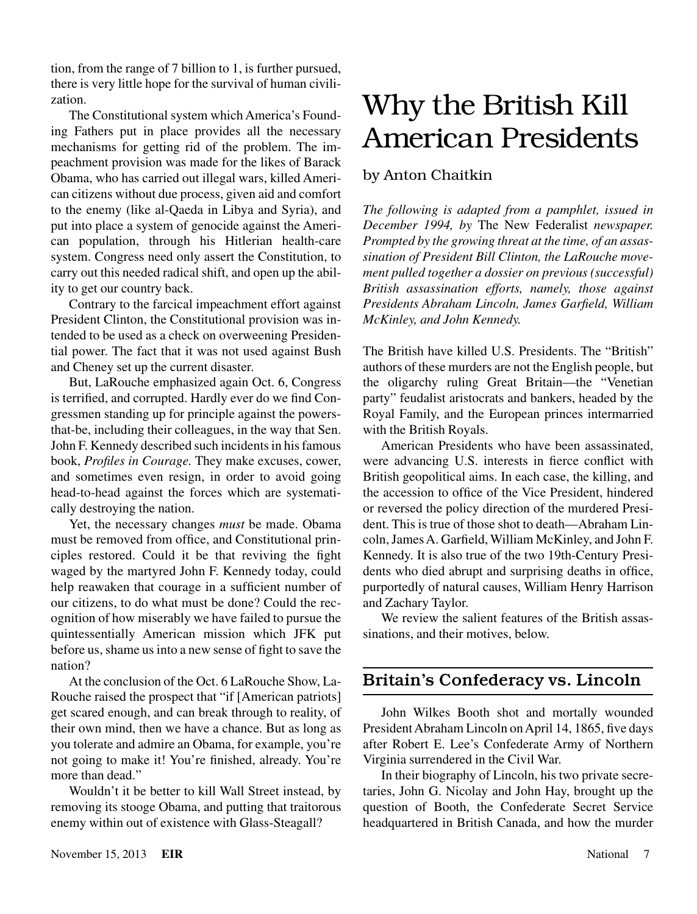tion, from the range of 7 billion to 1, is further pursued, there is very little hope for the survival of human civilization.

The Constitutional system which America's Founding Fathers put in place provides all the necessary mechanisms for getting rid of the problem. The impeachment provision was made for the likes of Barack Obama, who has carried out illegal wars, killed American citizens without due process, given aid and comfort to the enemy (like al-Qaeda in Libya and Syria), and put into place a system of genocide against the American population, through his Hitlerian health-care system. Congress need only assert the Constitution, to carry out this needed radical shift, and open up the ability to get our country back.

Contrary to the farcical impeachment effort against President Clinton, the Constitutional provision was intended to be used as a check on overweening Presidential power. The fact that it was not used against Bush and Cheney set up the current disaster.

But, LaRouche emphasized again Oct. 6, Congress is terrified, and corrupted. Hardly ever do we find Congressmen standing up for principle against the powers-that-be, including their colleagues, in the way that Sen. John F. Kennedy described such incidents in his famous book, *Profiles in Courage*. They make excuses, cower, and sometimes even resign, in order to avoid going head-to-head against the forces which are systematically destroying the nation.

Yet, the necessary changes *must* be made. Obama must be removed from office, and Constitutional principles restored. Could it be that reviving the fight waged by the martyred John F. Kennedy today, could help reawaken that courage in a sufficient number of our citizens, to do what must be done? Could the recognition of how miserably we have failed to pursue the quintessentially American mission which JFK put before us, shame us into a new sense of fight to save the nation?

At the conclusion of the Oct. 6 LaRouche Show, LaRouche raised the prospect that "if [American patriots] get scared enough, and can break through to reality, of their own mind, then we have a chance. But as long as you tolerate and admire an Obama, for example, you're not going to make it! You're finished, already. You're more than dead."

Wouldn't it be better to kill Wall Street instead, by removing its stooge Obama, and putting that traitorous enemy within out of existence with Glass-Steagall?

# Why the British Kill American Presidents

by Anton Chaitkin

*The following is adapted from a pamphlet, issued in December 1994, by* The New Federalist *newspaper. Prompted by the growing threat at the time, of an assassination of President Bill Clinton, the LaRouche movement pulled together a dossier on previous (successful) British assassination efforts, namely, those against Presidents Abraham Lincoln, James Garfield, William McKinley, and John Kennedy.*

The British have killed U.S. Presidents. The "British" authors of these murders are not the English people, but the oligarchy ruling Great Britain—the "Venetian party" feudalist aristocrats and bankers, headed by the Royal Family, and the European princes intermarried with the British Royals.

American Presidents who have been assassinated, were advancing U.S. interests in fierce conflict with British geopolitical aims. In each case, the killing, and the accession to office of the Vice President, hindered or reversed the policy direction of the murdered President. This is true of those shot to death—Abraham Lincoln, James A. Garfield, William McKinley, and John F. Kennedy. It is also true of the two 19th-Century Presidents who died abrupt and surprising deaths in office, purportedly of natural causes, William Henry Harrison and Zachary Taylor.

We review the salient features of the British assassinations, and their motives, below.

## Britain's Confederacy vs. Lincoln

John Wilkes Booth shot and mortally wounded President Abraham Lincoln on April 14, 1865, five days after Robert E. Lee's Confederate Army of Northern Virginia surrendered in the Civil War.

In their biography of Lincoln, his two private secretaries, John G. Nicolay and John Hay, brought up the question of Booth, the Confederate Secret Service headquartered in British Canada, and how the murder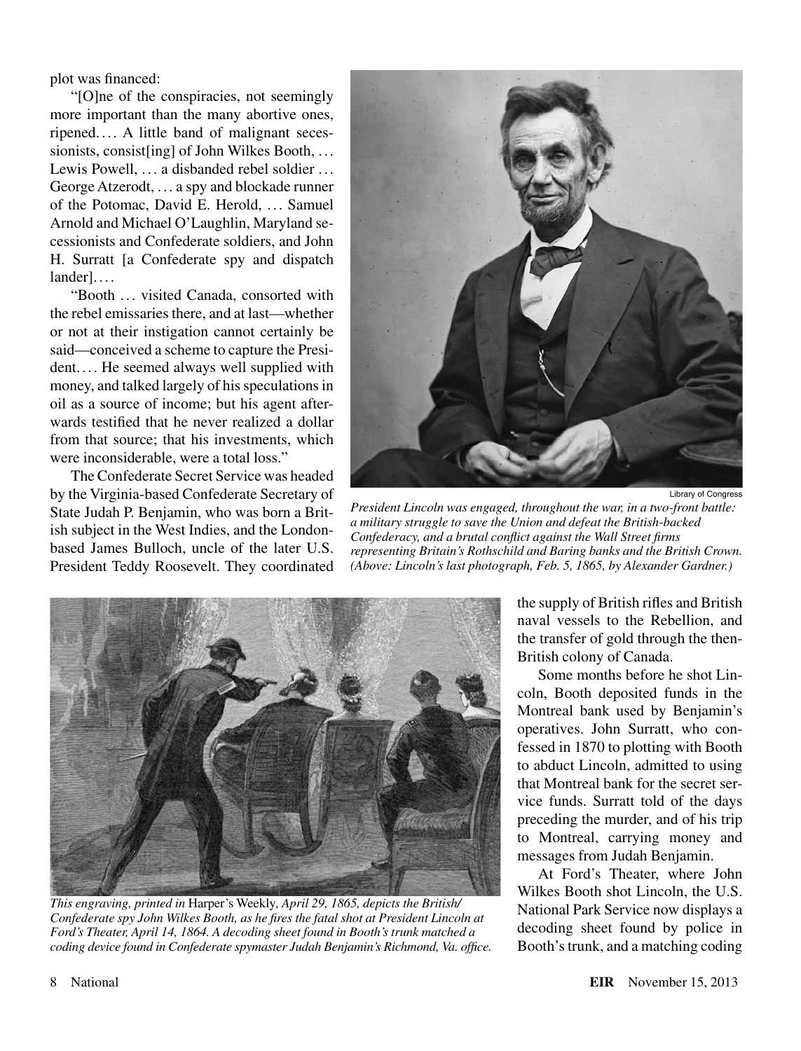plot was financed:

"[O]ne of the conspiracies, not seemingly more important than the many abortive ones, ripened.... A little band of malignant secessionists, consist[ing] of John Wilkes Booth, ... Lewis Powell, ... a disbanded rebel soldier ... George Atzerodt, ... a spy and blockade runner of the Potomac, David E. Herold, ... Samuel Arnold and Michael O'Laughlin, Maryland secessionists and Confederate soldiers, and John H. Surratt [a Confederate spy and dispatch lander]....

"Booth ... visited Canada, consorted with the rebel emissaries there, and at last—whether or not at their instigation cannot certainly be said—conceived a scheme to capture the President.... He seemed always well supplied with money, and talked largely of his speculations in oil as a source of income; but his agent afterwards testified that he never realized a dollar from that source; that his investments, which were inconsiderable, were a total loss."

The Confederate Secret Service was headed by the Virginia-based Confederate Secretary of State Judah P. Benjamin, who was born a British subject in the West Indies, and the London-based James Bulloch, uncle of the later U.S. President Teddy Roosevelt. They coordinated the supply of British rifles and British naval vessels to the Rebellion, and the transfer of gold through the then-British colony of Canada.

Some months before he shot Lincoln, Booth deposited funds in the Montreal bank used by Benjamin's operatives. John Surratt, who confessed in 1870 to plotting with Booth to abduct Lincoln, admitted to using that Montreal bank for the secret service funds. Surratt told of the days preceding the murder, and of his trip to Montreal, carrying money and messages from Judah Benjamin.

At Ford's Theater, where John Wilkes Booth shot Lincoln, the U.S. National Park Service now displays a decoding sheet found by police in Booth's trunk, and a matching coding

Library of Congress

*President Lincoln was engaged, throughout the war, in a two-front battle: a military struggle to save the Union and defeat the British-backed Confederacy, and a brutal conflict against the Wall Street firms representing Britain's Rothschild and Baring banks and the British Crown. (Above: Lincoln's last photograph, Feb. 5, 1865, by Alexander Gardner.)*

*This engraving, printed in* Harper's Weekly*, April 29, 1865, depicts the British/Confederate spy John Wilkes Booth, as he fires the fatal shot at President Lincoln at Ford's Theater, April 14, 1864. A decoding sheet found in Booth's trunk matched a coding device found in Confederate spymaster Judah Benjamin's Richmond, Va. office.*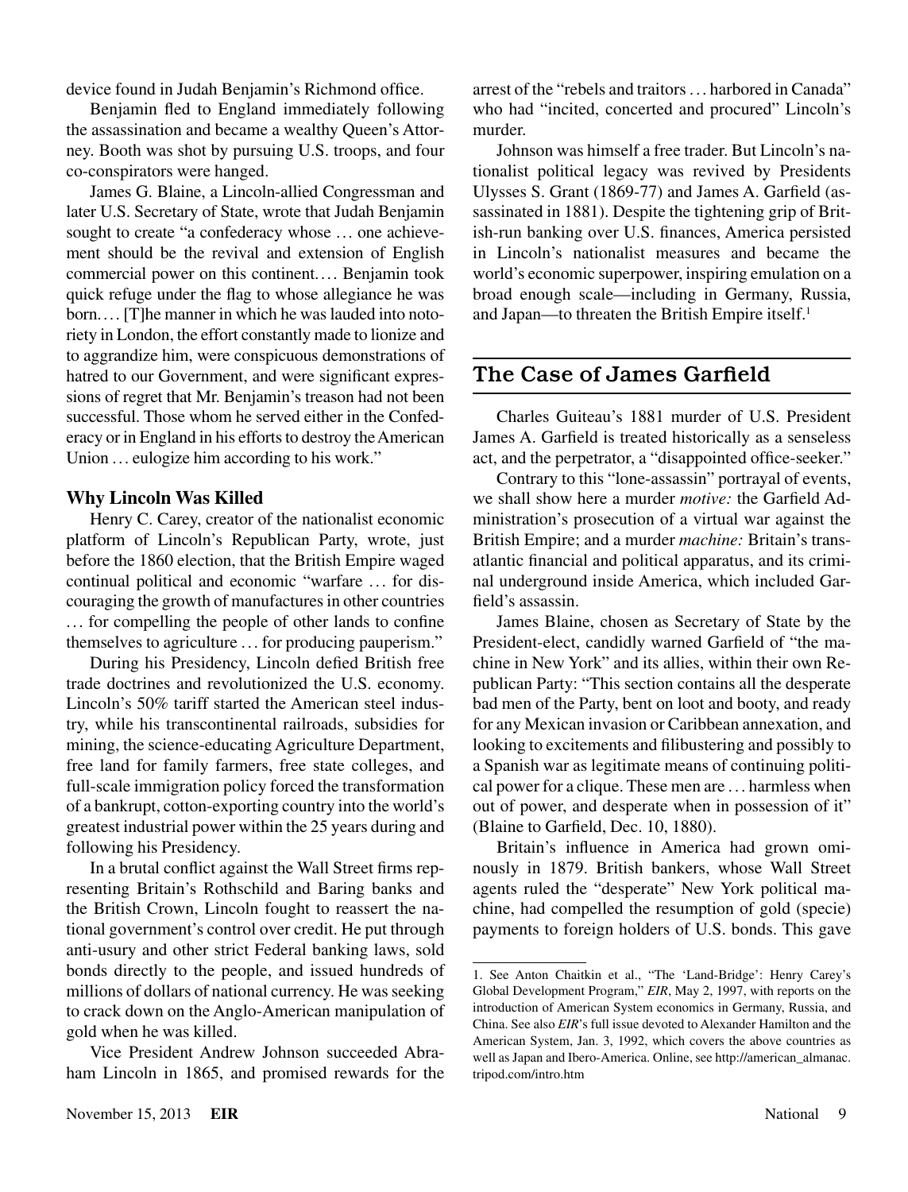device found in Judah Benjamin's Richmond office.

Benjamin fled to England immediately following the assassination and became a wealthy Queen's Attorney. Booth was shot by pursuing U.S. troops, and four co-conspirators were hanged.

James G. Blaine, a Lincoln-allied Congressman and later U.S. Secretary of State, wrote that Judah Benjamin sought to create "a confederacy whose … one achievement should be the revival and extension of English commercial power on this continent.… Benjamin took quick refuge under the flag to whose allegiance he was born.… [T]he manner in which he was lauded into notoriety in London, the effort constantly made to lionize and to aggrandize him, were conspicuous demonstrations of hatred to our Government, and were significant expressions of regret that Mr. Benjamin's treason had not been successful. Those whom he served either in the Confederacy or in England in his efforts to destroy the American Union … eulogize him according to his work."

### Why Lincoln Was Killed

Henry C. Carey, creator of the nationalist economic platform of Lincoln's Republican Party, wrote, just before the 1860 election, that the British Empire waged continual political and economic "warfare … for discouraging the growth of manufactures in other countries … for compelling the people of other lands to confine themselves to agriculture … for producing pauperism."

During his Presidency, Lincoln defied British free trade doctrines and revolutionized the U.S. economy. Lincoln's 50% tariff started the American steel industry, while his transcontinental railroads, subsidies for mining, the science-educating Agriculture Department, free land for family farmers, free state colleges, and full-scale immigration policy forced the transformation of a bankrupt, cotton-exporting country into the world's greatest industrial power within the 25 years during and following his Presidency.

In a brutal conflict against the Wall Street firms representing Britain's Rothschild and Baring banks and the British Crown, Lincoln fought to reassert the national government's control over credit. He put through anti-usury and other strict Federal banking laws, sold bonds directly to the people, and issued hundreds of millions of dollars of national currency. He was seeking to crack down on the Anglo-American manipulation of gold when he was killed.

Vice President Andrew Johnson succeeded Abraham Lincoln in 1865, and promised rewards for the arrest of the "rebels and traitors … harbored in Canada" who had "incited, concerted and procured" Lincoln's murder.

Johnson was himself a free trader. But Lincoln's nationalist political legacy was revived by Presidents Ulysses S. Grant (1869-77) and James A. Garfield (assassinated in 1881). Despite the tightening grip of British-run banking over U.S. finances, America persisted in Lincoln's nationalist measures and became the world's economic superpower, inspiring emulation on a broad enough scale—including in Germany, Russia, and Japan—to threaten the British Empire itself.[1]

## The Case of James Garfield

Charles Guiteau's 1881 murder of U.S. President James A. Garfield is treated historically as a senseless act, and the perpetrator, a "disappointed office-seeker."

Contrary to this "lone-assassin" portrayal of events, we shall show here a murder *motive:* the Garfield Administration's prosecution of a virtual war against the British Empire; and a murder *machine:* Britain's transatlantic financial and political apparatus, and its criminal underground inside America, which included Garfield's assassin.

James Blaine, chosen as Secretary of State by the President-elect, candidly warned Garfield of "the machine in New York" and its allies, within their own Republican Party: "This section contains all the desperate bad men of the Party, bent on loot and booty, and ready for any Mexican invasion or Caribbean annexation, and looking to excitements and filibustering and possibly to a Spanish war as legitimate means of continuing political power for a clique. These men are … harmless when out of power, and desperate when in possession of it" (Blaine to Garfield, Dec. 10, 1880).

Britain's influence in America had grown ominously in 1879. British bankers, whose Wall Street agents ruled the "desperate" New York political machine, had compelled the resumption of gold (specie) payments to foreign holders of U.S. bonds. This gave

---

1. See Anton Chaitkin et al., "The 'Land-Bridge': Henry Carey's Global Development Program," *EIR*, May 2, 1997, with reports on the introduction of American System economics in Germany, Russia, and China. See also *EIR*'s full issue devoted to Alexander Hamilton and the American System, Jan. 3, 1992, which covers the above countries as well as Japan and Ibero-America. Online, see http://american_almanac.tripod.com/intro.htm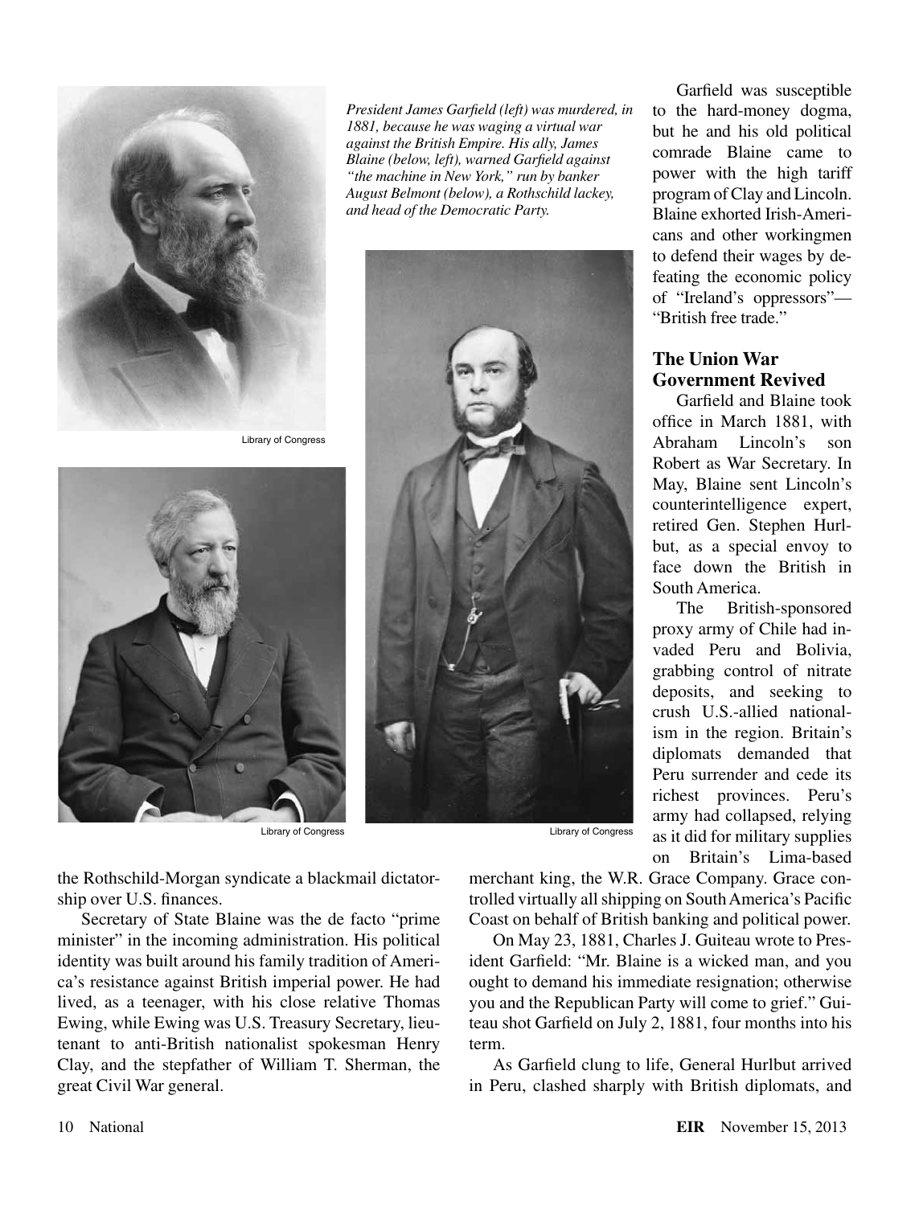*President James Garfield (left) was murdered, in 1881, because he was waging a virtual war against the British Empire. His ally, James Blaine (below, left), warned Garfield against "the machine in New York," run by banker August Belmont (below), a Rothschild lackey, and head of the Democratic Party.*

Library of Congress

Library of Congress

Library of Congress

the Rothschild-Morgan syndicate a blackmail dictatorship over U.S. finances.

Secretary of State Blaine was the de facto "prime minister" in the incoming administration. His political identity was built around his family tradition of America's resistance against British imperial power. He had lived, as a teenager, with his close relative Thomas Ewing, while Ewing was U.S. Treasury Secretary, lieutenant to anti-British nationalist spokesman Henry Clay, and the stepfather of William T. Sherman, the great Civil War general.

Garfield was susceptible to the hard-money dogma, but he and his old political comrade Blaine came to power with the high tariff program of Clay and Lincoln. Blaine exhorted Irish-Americans and other workingmen to defend their wages by defeating the economic policy of "Ireland's oppressors"—"British free trade."

## The Union War Government Revived

Garfield and Blaine took office in March 1881, with Abraham Lincoln's son Robert as War Secretary. In May, Blaine sent Lincoln's counterintelligence expert, retired Gen. Stephen Hurlbut, as a special envoy to face down the British in South America.

The British-sponsored proxy army of Chile had invaded Peru and Bolivia, grabbing control of nitrate deposits, and seeking to crush U.S.-allied nationalism in the region. Britain's diplomats demanded that Peru surrender and cede its richest provinces. Peru's army had collapsed, relying as it did for military supplies on Britain's Lima-based merchant king, the W.R. Grace Company. Grace controlled virtually all shipping on South America's Pacific Coast on behalf of British banking and political power.

On May 23, 1881, Charles J. Guiteau wrote to President Garfield: "Mr. Blaine is a wicked man, and you ought to demand his immediate resignation; otherwise you and the Republican Party will come to grief." Guiteau shot Garfield on July 2, 1881, four months into his term.

As Garfield clung to life, General Hurlbut arrived in Peru, clashed sharply with British diplomats, and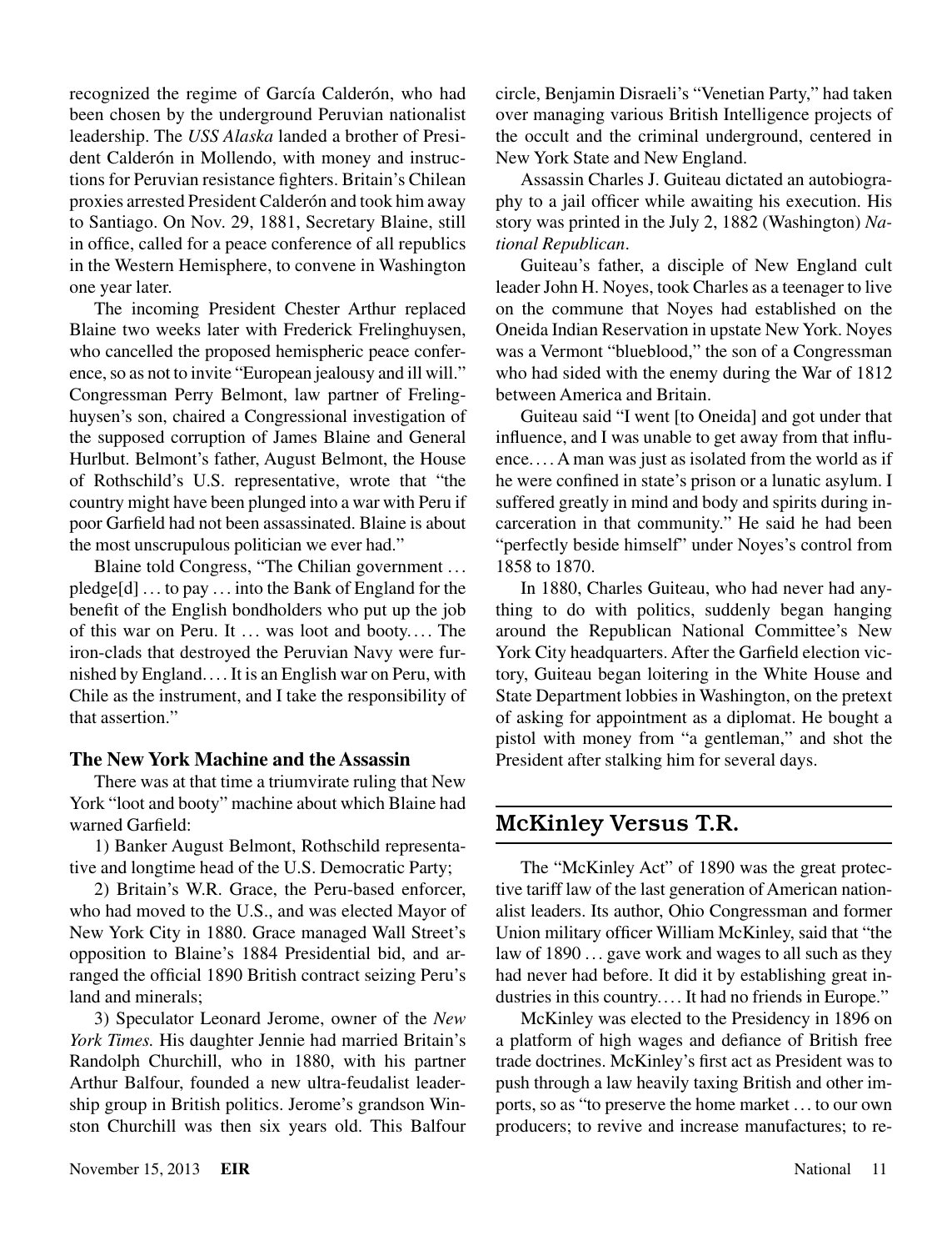recognized the regime of García Calderón, who had been chosen by the underground Peruvian nationalist leadership. The *USS Alaska* landed a brother of President Calderón in Mollendo, with money and instructions for Peruvian resistance fighters. Britain's Chilean proxies arrested President Calderón and took him away to Santiago. On Nov. 29, 1881, Secretary Blaine, still in office, called for a peace conference of all republics in the Western Hemisphere, to convene in Washington one year later.

The incoming President Chester Arthur replaced Blaine two weeks later with Frederick Frelinghuysen, who cancelled the proposed hemispheric peace conference, so as not to invite "European jealousy and ill will." Congressman Perry Belmont, law partner of Frelinghuysen's son, chaired a Congressional investigation of the supposed corruption of James Blaine and General Hurlbut. Belmont's father, August Belmont, the House of Rothschild's U.S. representative, wrote that "the country might have been plunged into a war with Peru if poor Garfield had not been assassinated. Blaine is about the most unscrupulous politician we ever had."

Blaine told Congress, "The Chilian government ... pledge[d] ... to pay ... into the Bank of England for the benefit of the English bondholders who put up the job of this war on Peru. It ... was loot and booty.... The iron-clads that destroyed the Peruvian Navy were furnished by England.... It is an English war on Peru, with Chile as the instrument, and I take the responsibility of that assertion."

### The New York Machine and the Assassin

There was at that time a triumvirate ruling that New York "loot and booty" machine about which Blaine had warned Garfield:

1) Banker August Belmont, Rothschild representative and longtime head of the U.S. Democratic Party;

2) Britain's W.R. Grace, the Peru-based enforcer, who had moved to the U.S., and was elected Mayor of New York City in 1880. Grace managed Wall Street's opposition to Blaine's 1884 Presidential bid, and arranged the official 1890 British contract seizing Peru's land and minerals;

3) Speculator Leonard Jerome, owner of the *New York Times.* His daughter Jennie had married Britain's Randolph Churchill, who in 1880, with his partner Arthur Balfour, founded a new ultra-feudalist leadership group in British politics. Jerome's grandson Winston Churchill was then six years old. This Balfour circle, Benjamin Disraeli's "Venetian Party," had taken over managing various British Intelligence projects of the occult and the criminal underground, centered in New York State and New England.

Assassin Charles J. Guiteau dictated an autobiography to a jail officer while awaiting his execution. His story was printed in the July 2, 1882 (Washington) *National Republican*.

Guiteau's father, a disciple of New England cult leader John H. Noyes, took Charles as a teenager to live on the commune that Noyes had established on the Oneida Indian Reservation in upstate New York. Noyes was a Vermont "blueblood," the son of a Congressman who had sided with the enemy during the War of 1812 between America and Britain.

Guiteau said "I went [to Oneida] and got under that influence, and I was unable to get away from that influence.... A man was just as isolated from the world as if he were confined in state's prison or a lunatic asylum. I suffered greatly in mind and body and spirits during incarceration in that community." He said he had been "perfectly beside himself" under Noyes's control from 1858 to 1870.

In 1880, Charles Guiteau, who had never had anything to do with politics, suddenly began hanging around the Republican National Committee's New York City headquarters. After the Garfield election victory, Guiteau began loitering in the White House and State Department lobbies in Washington, on the pretext of asking for appointment as a diplomat. He bought a pistol with money from "a gentleman," and shot the President after stalking him for several days.

## McKinley Versus T.R.

The "McKinley Act" of 1890 was the great protective tariff law of the last generation of American nationalist leaders. Its author, Ohio Congressman and former Union military officer William McKinley, said that "the law of 1890 ... gave work and wages to all such as they had never had before. It did it by establishing great industries in this country.... It had no friends in Europe."

McKinley was elected to the Presidency in 1896 on a platform of high wages and defiance of British free trade doctrines. McKinley's first act as President was to push through a law heavily taxing British and other imports, so as "to preserve the home market ... to our own producers; to revive and increase manufactures; to re-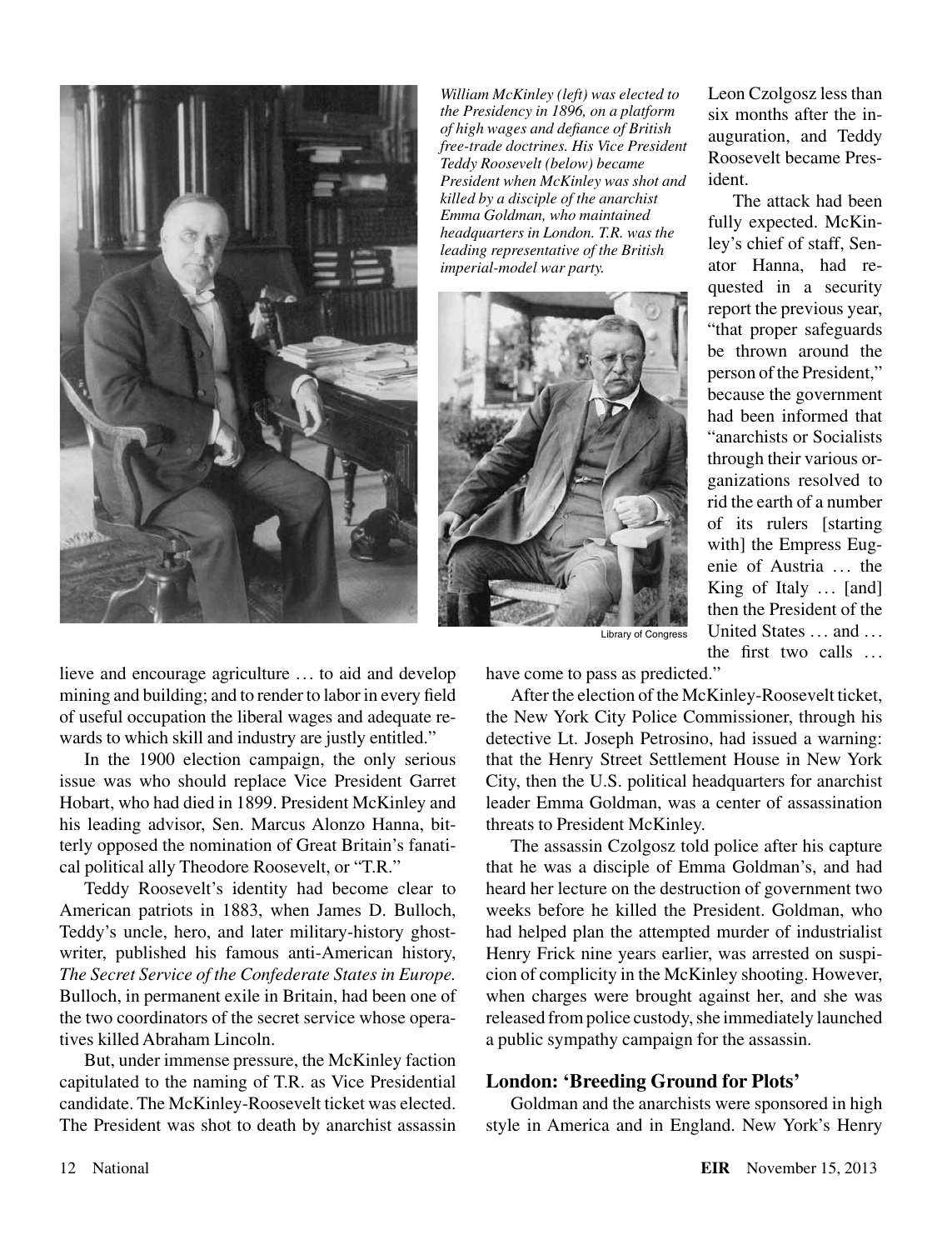*William McKinley (left) was elected to the Presidency in 1896, on a platform of high wages and defiance of British free-trade doctrines. His Vice President Teddy Roosevelt (below) became President when McKinley was shot and killed by a disciple of the anarchist Emma Goldman, who maintained headquarters in London. T.R. was the leading representative of the British imperial-model war party.*

Library of Congress

lieve and encourage agriculture … to aid and develop mining and building; and to render to labor in every field of useful occupation the liberal wages and adequate rewards to which skill and industry are justly entitled."

In the 1900 election campaign, the only serious issue was who should replace Vice President Garret Hobart, who had died in 1899. President McKinley and his leading advisor, Sen. Marcus Alonzo Hanna, bitterly opposed the nomination of Great Britain's fanatical political ally Theodore Roosevelt, or "T.R."

Teddy Roosevelt's identity had become clear to American patriots in 1883, when James D. Bulloch, Teddy's uncle, hero, and later military-history ghostwriter, published his famous anti-American history, *The Secret Service of the Confederate States in Europe.* Bulloch, in permanent exile in Britain, had been one of the two coordinators of the secret service whose operatives killed Abraham Lincoln.

But, under immense pressure, the McKinley faction capitulated to the naming of T.R. as Vice Presidential candidate. The McKinley-Roosevelt ticket was elected. The President was shot to death by anarchist assassin Leon Czolgosz less than six months after the inauguration, and Teddy Roosevelt became President.

The attack had been fully expected. McKinley's chief of staff, Senator Hanna, had requested in a security report the previous year, "that proper safeguards be thrown around the person of the President," because the government had been informed that "anarchists or Socialists through their various organizations resolved to rid the earth of a number of its rulers [starting with] the Empress Eugenie of Austria … the King of Italy … [and] then the President of the United States … and … the first two calls … have come to pass as predicted."

After the election of the McKinley-Roosevelt ticket, the New York City Police Commissioner, through his detective Lt. Joseph Petrosino, had issued a warning: that the Henry Street Settlement House in New York City, then the U.S. political headquarters for anarchist leader Emma Goldman, was a center of assassination threats to President McKinley.

The assassin Czolgosz told police after his capture that he was a disciple of Emma Goldman's, and had heard her lecture on the destruction of government two weeks before he killed the President. Goldman, who had helped plan the attempted murder of industrialist Henry Frick nine years earlier, was arrested on suspicion of complicity in the McKinley shooting. However, when charges were brought against her, and she was released from police custody, she immediately launched a public sympathy campaign for the assassin.

### London: 'Breeding Ground for Plots'

Goldman and the anarchists were sponsored in high style in America and in England. New York's Henry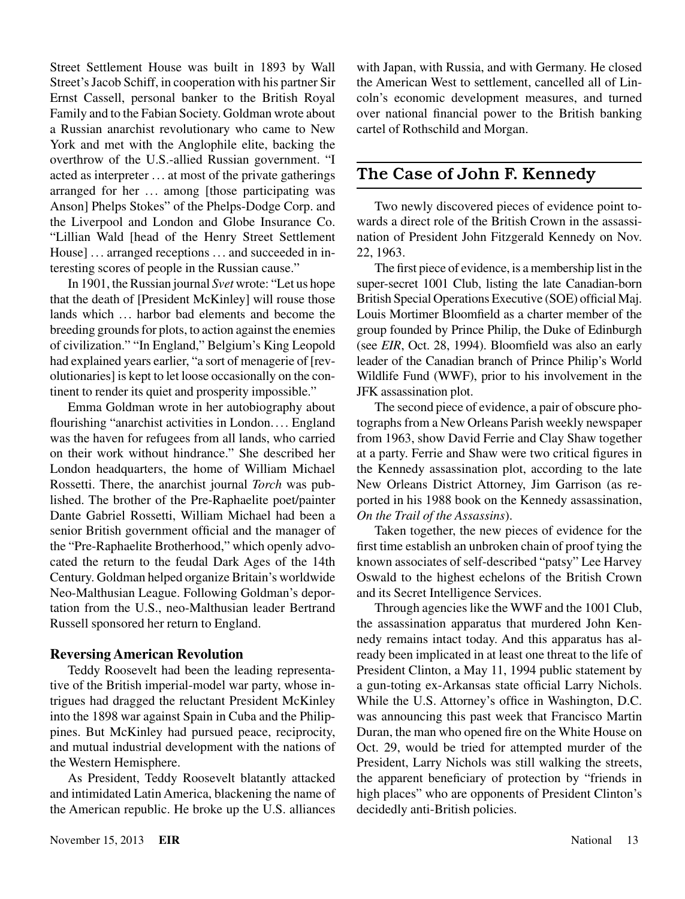Street Settlement House was built in 1893 by Wall Street's Jacob Schiff, in cooperation with his partner Sir Ernst Cassell, personal banker to the British Royal Family and to the Fabian Society. Goldman wrote about a Russian anarchist revolutionary who came to New York and met with the Anglophile elite, backing the overthrow of the U.S.-allied Russian government. "I acted as interpreter … at most of the private gatherings arranged for her … among [those participating was Anson] Phelps Stokes" of the Phelps-Dodge Corp. and the Liverpool and London and Globe Insurance Co. "Lillian Wald [head of the Henry Street Settlement House] … arranged receptions … and succeeded in interesting scores of people in the Russian cause."

In 1901, the Russian journal *Svet* wrote: "Let us hope that the death of [President McKinley] will rouse those lands which … harbor bad elements and become the breeding grounds for plots, to action against the enemies of civilization." "In England," Belgium's King Leopold had explained years earlier, "a sort of menagerie of [revolutionaries] is kept to let loose occasionally on the continent to render its quiet and prosperity impossible."

Emma Goldman wrote in her autobiography about flourishing "anarchist activities in London.… England was the haven for refugees from all lands, who carried on their work without hindrance." She described her London headquarters, the home of William Michael Rossetti. There, the anarchist journal *Torch* was published. The brother of the Pre-Raphaelite poet/painter Dante Gabriel Rossetti, William Michael had been a senior British government official and the manager of the "Pre-Raphaelite Brotherhood," which openly advocated the return to the feudal Dark Ages of the 14th Century. Goldman helped organize Britain's worldwide Neo-Malthusian League. Following Goldman's deportation from the U.S., neo-Malthusian leader Bertrand Russell sponsored her return to England.

### Reversing American Revolution

Teddy Roosevelt had been the leading representative of the British imperial-model war party, whose intrigues had dragged the reluctant President McKinley into the 1898 war against Spain in Cuba and the Philippines. But McKinley had pursued peace, reciprocity, and mutual industrial development with the nations of the Western Hemisphere.

As President, Teddy Roosevelt blatantly attacked and intimidated Latin America, blackening the name of the American republic. He broke up the U.S. alliances with Japan, with Russia, and with Germany. He closed the American West to settlement, cancelled all of Lincoln's economic development measures, and turned over national financial power to the British banking cartel of Rothschild and Morgan.

## The Case of John F. Kennedy

Two newly discovered pieces of evidence point towards a direct role of the British Crown in the assassination of President John Fitzgerald Kennedy on Nov. 22, 1963.

The first piece of evidence, is a membership list in the super-secret 1001 Club, listing the late Canadian-born British Special Operations Executive (SOE) official Maj. Louis Mortimer Bloomfield as a charter member of the group founded by Prince Philip, the Duke of Edinburgh (see *EIR*, Oct. 28, 1994). Bloomfield was also an early leader of the Canadian branch of Prince Philip's World Wildlife Fund (WWF), prior to his involvement in the JFK assassination plot.

The second piece of evidence, a pair of obscure photographs from a New Orleans Parish weekly newspaper from 1963, show David Ferrie and Clay Shaw together at a party. Ferrie and Shaw were two critical figures in the Kennedy assassination plot, according to the late New Orleans District Attorney, Jim Garrison (as reported in his 1988 book on the Kennedy assassination, *On the Trail of the Assassins*).

Taken together, the new pieces of evidence for the first time establish an unbroken chain of proof tying the known associates of self-described "patsy" Lee Harvey Oswald to the highest echelons of the British Crown and its Secret Intelligence Services.

Through agencies like the WWF and the 1001 Club, the assassination apparatus that murdered John Kennedy remains intact today. And this apparatus has already been implicated in at least one threat to the life of President Clinton, a May 11, 1994 public statement by a gun-toting ex-Arkansas state official Larry Nichols. While the U.S. Attorney's office in Washington, D.C. was announcing this past week that Francisco Martin Duran, the man who opened fire on the White House on Oct. 29, would be tried for attempted murder of the President, Larry Nichols was still walking the streets, the apparent beneficiary of protection by "friends in high places" who are opponents of President Clinton's decidedly anti-British policies.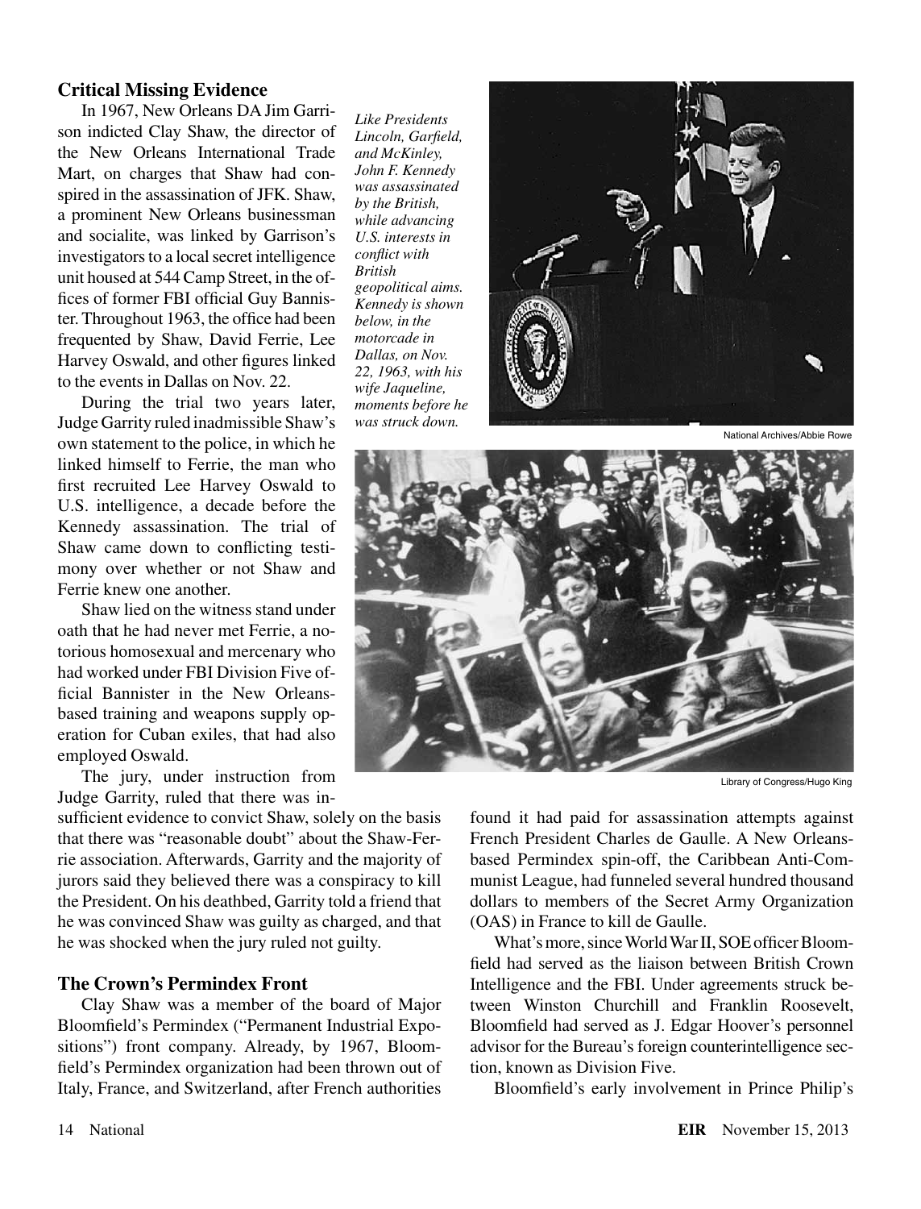## Critical Missing Evidence

In 1967, New Orleans DA Jim Garrison indicted Clay Shaw, the director of the New Orleans International Trade Mart, on charges that Shaw had conspired in the assassination of JFK. Shaw, a prominent New Orleans businessman and socialite, was linked by Garrison's investigators to a local secret intelligence unit housed at 544 Camp Street, in the offices of former FBI official Guy Bannister. Throughout 1963, the office had been frequented by Shaw, David Ferrie, Lee Harvey Oswald, and other figures linked to the events in Dallas on Nov. 22.

During the trial two years later, Judge Garrity ruled inadmissible Shaw's own statement to the police, in which he linked himself to Ferrie, the man who first recruited Lee Harvey Oswald to U.S. intelligence, a decade before the Kennedy assassination. The trial of Shaw came down to conflicting testimony over whether or not Shaw and Ferrie knew one another.

Shaw lied on the witness stand under oath that he had never met Ferrie, a notorious homosexual and mercenary who had worked under FBI Division Five official Bannister in the New Orleans-based training and weapons supply operation for Cuban exiles, that had also employed Oswald.

The jury, under instruction from Judge Garrity, ruled that there was insufficient evidence to convict Shaw, solely on the basis that there was "reasonable doubt" about the Shaw-Ferrie association. Afterwards, Garrity and the majority of jurors said they believed there was a conspiracy to kill the President. On his deathbed, Garrity told a friend that he was convinced Shaw was guilty as charged, and that he was shocked when the jury ruled not guilty.

*Like Presidents Lincoln, Garfield, and McKinley, John F. Kennedy was assassinated by the British, while advancing U.S. interests in conflict with British geopolitical aims. Kennedy is shown below, in the motorcade in Dallas, on Nov. 22, 1963, with his wife Jaqueline, moments before he was struck down.*

National Archives/Abbie Rowe

Library of Congress/Hugo King

## The Crown's Permindex Front

Clay Shaw was a member of the board of Major Bloomfield's Permindex ("Permanent Industrial Expositions") front company. Already, by 1967, Bloomfield's Permindex organization had been thrown out of Italy, France, and Switzerland, after French authorities found it had paid for assassination attempts against French President Charles de Gaulle. A New Orleans-based Permindex spin-off, the Caribbean Anti-Communist League, had funneled several hundred thousand dollars to members of the Secret Army Organization (OAS) in France to kill de Gaulle.

What's more, since World War II, SOE officer Bloomfield had served as the liaison between British Crown Intelligence and the FBI. Under agreements struck between Winston Churchill and Franklin Roosevelt, Bloomfield had served as J. Edgar Hoover's personnel advisor for the Bureau's foreign counterintelligence section, known as Division Five.

Bloomfield's early involvement in Prince Philip's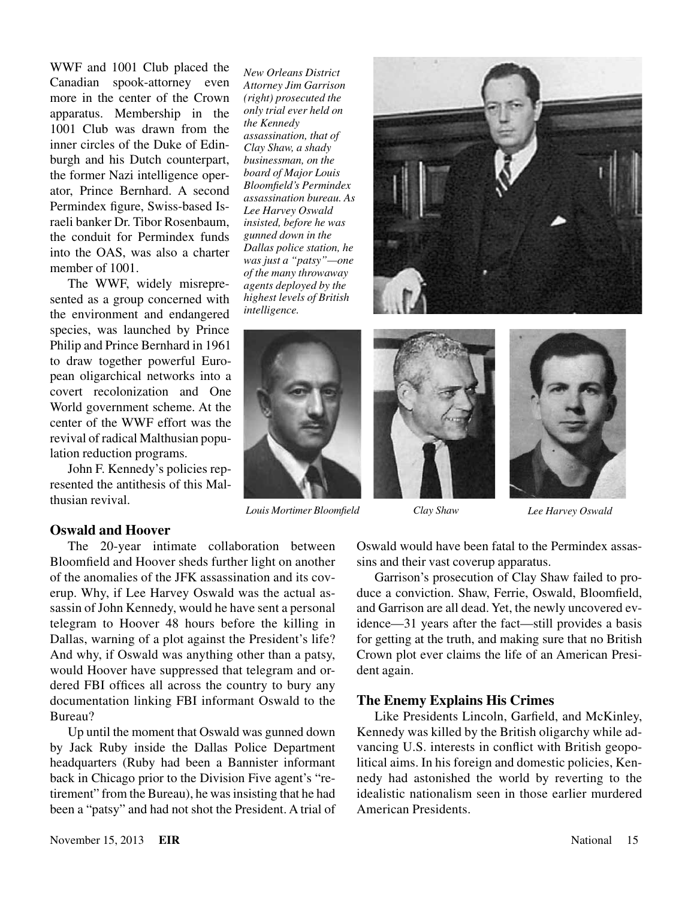WWF and 1001 Club placed the Canadian spook-attorney even more in the center of the Crown apparatus. Membership in the 1001 Club was drawn from the inner circles of the Duke of Edinburgh and his Dutch counterpart, the former Nazi intelligence operator, Prince Bernhard. A second Permindex figure, Swiss-based Israeli banker Dr. Tibor Rosenbaum, the conduit for Permindex funds into the OAS, was also a charter member of 1001.

The WWF, widely misrepresented as a group concerned with the environment and endangered species, was launched by Prince Philip and Prince Bernhard in 1961 to draw together powerful European oligarchical networks into a covert recolonization and One World government scheme. At the center of the WWF effort was the revival of radical Malthusian population reduction programs.

John F. Kennedy's policies represented the antithesis of this Malthusian revival.

*New Orleans District Attorney Jim Garrison (right) prosecuted the only trial ever held on the Kennedy assassination, that of Clay Shaw, a shady businessman, on the board of Major Louis Bloomfield's Permindex assassination bureau. As Lee Harvey Oswald insisted, before he was gunned down in the Dallas police station, he was just a "patsy"—one of the many throwaway agents deployed by the highest levels of British intelligence.*

*Louis Mortimer Bloomfield*

*Clay Shaw*

*Lee Harvey Oswald*

## Oswald and Hoover

The 20-year intimate collaboration between Bloomfield and Hoover sheds further light on another of the anomalies of the JFK assassination and its coverup. Why, if Lee Harvey Oswald was the actual assassin of John Kennedy, would he have sent a personal telegram to Hoover 48 hours before the killing in Dallas, warning of a plot against the President's life? And why, if Oswald was anything other than a patsy, would Hoover have suppressed that telegram and ordered FBI offices all across the country to bury any documentation linking FBI informant Oswald to the Bureau?

Up until the moment that Oswald was gunned down by Jack Ruby inside the Dallas Police Department headquarters (Ruby had been a Bannister informant back in Chicago prior to the Division Five agent's "retirement" from the Bureau), he was insisting that he had been a "patsy" and had not shot the President. A trial of Oswald would have been fatal to the Permindex assassins and their vast coverup apparatus.

Garrison's prosecution of Clay Shaw failed to produce a conviction. Shaw, Ferrie, Oswald, Bloomfield, and Garrison are all dead. Yet, the newly uncovered evidence—31 years after the fact—still provides a basis for getting at the truth, and making sure that no British Crown plot ever claims the life of an American President again.

## The Enemy Explains His Crimes

Like Presidents Lincoln, Garfield, and McKinley, Kennedy was killed by the British oligarchy while advancing U.S. interests in conflict with British geopolitical aims. In his foreign and domestic policies, Kennedy had astonished the world by reverting to the idealistic nationalism seen in those earlier murdered American Presidents.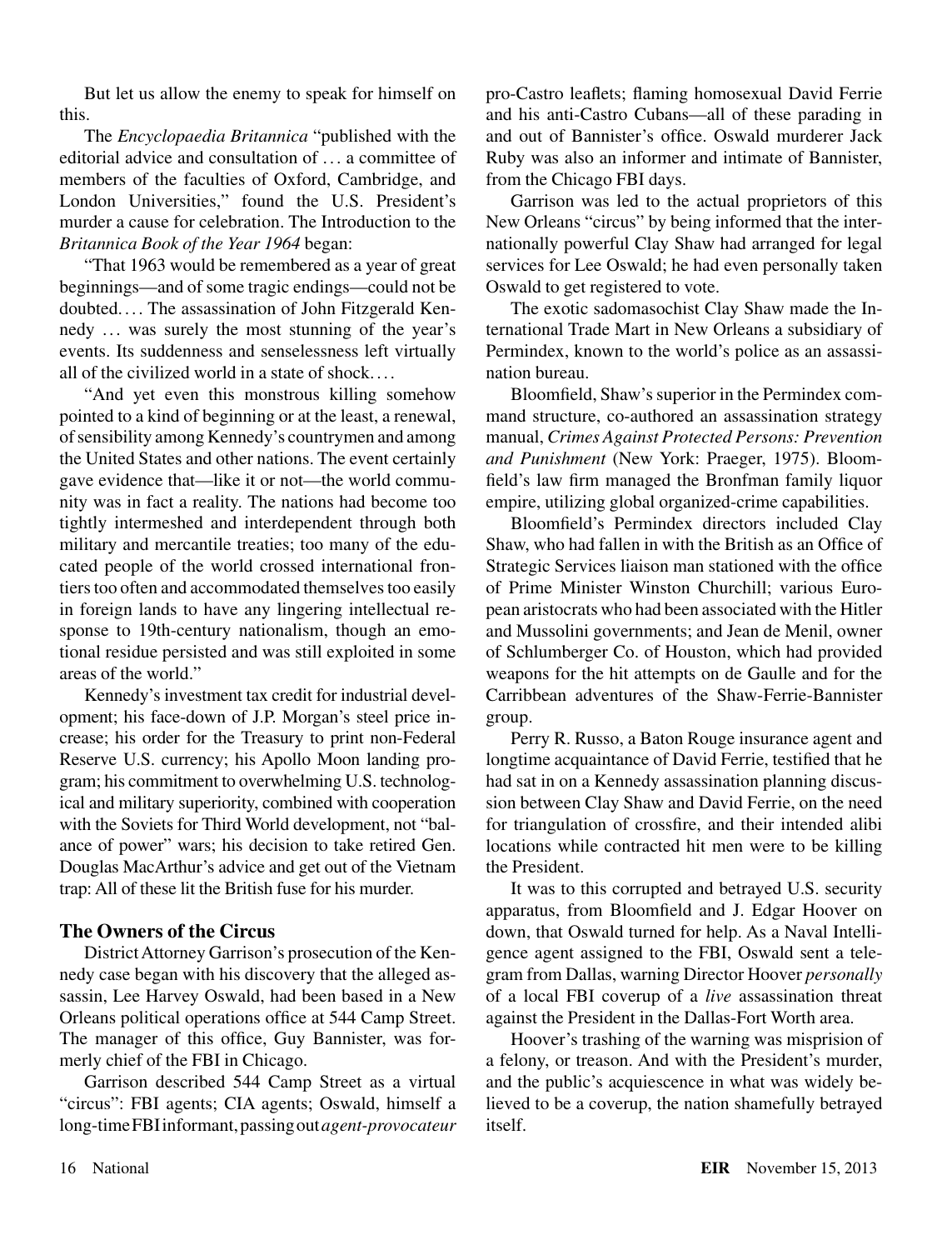But let us allow the enemy to speak for himself on this.

The *Encyclopaedia Britannica* "published with the editorial advice and consultation of ... a committee of members of the faculties of Oxford, Cambridge, and London Universities," found the U.S. President's murder a cause for celebration. The Introduction to the *Britannica Book of the Year 1964* began:

"That 1963 would be remembered as a year of great beginnings—and of some tragic endings—could not be doubted.... The assassination of John Fitzgerald Kennedy ... was surely the most stunning of the year's events. Its suddenness and senselessness left virtually all of the civilized world in a state of shock....

"And yet even this monstrous killing somehow pointed to a kind of beginning or at the least, a renewal, of sensibility among Kennedy's countrymen and among the United States and other nations. The event certainly gave evidence that—like it or not—the world community was in fact a reality. The nations had become too tightly intermeshed and interdependent through both military and mercantile treaties; too many of the educated people of the world crossed international frontiers too often and accommodated themselves too easily in foreign lands to have any lingering intellectual response to 19th-century nationalism, though an emotional residue persisted and was still exploited in some areas of the world."

Kennedy's investment tax credit for industrial development; his face-down of J.P. Morgan's steel price increase; his order for the Treasury to print non-Federal Reserve U.S. currency; his Apollo Moon landing program; his commitment to overwhelming U.S. technological and military superiority, combined with cooperation with the Soviets for Third World development, not "balance of power" wars; his decision to take retired Gen. Douglas MacArthur's advice and get out of the Vietnam trap: All of these lit the British fuse for his murder.

## The Owners of the Circus

District Attorney Garrison's prosecution of the Kennedy case began with his discovery that the alleged assassin, Lee Harvey Oswald, had been based in a New Orleans political operations office at 544 Camp Street. The manager of this office, Guy Bannister, was formerly chief of the FBI in Chicago.

Garrison described 544 Camp Street as a virtual "circus": FBI agents; CIA agents; Oswald, himself a long-time FBI informant, passing out *agent-provocateur* pro-Castro leaflets; flaming homosexual David Ferrie and his anti-Castro Cubans—all of these parading in and out of Bannister's office. Oswald murderer Jack Ruby was also an informer and intimate of Bannister, from the Chicago FBI days.

Garrison was led to the actual proprietors of this New Orleans "circus" by being informed that the internationally powerful Clay Shaw had arranged for legal services for Lee Oswald; he had even personally taken Oswald to get registered to vote.

The exotic sadomasochist Clay Shaw made the International Trade Mart in New Orleans a subsidiary of Permindex, known to the world's police as an assassination bureau.

Bloomfield, Shaw's superior in the Permindex command structure, co-authored an assassination strategy manual, *Crimes Against Protected Persons: Prevention and Punishment* (New York: Praeger, 1975). Bloomfield's law firm managed the Bronfman family liquor empire, utilizing global organized-crime capabilities.

Bloomfield's Permindex directors included Clay Shaw, who had fallen in with the British as an Office of Strategic Services liaison man stationed with the office of Prime Minister Winston Churchill; various European aristocrats who had been associated with the Hitler and Mussolini governments; and Jean de Menil, owner of Schlumberger Co. of Houston, which had provided weapons for the hit attempts on de Gaulle and for the Carribbean adventures of the Shaw-Ferrie-Bannister group.

Perry R. Russo, a Baton Rouge insurance agent and longtime acquaintance of David Ferrie, testified that he had sat in on a Kennedy assassination planning discussion between Clay Shaw and David Ferrie, on the need for triangulation of crossfire, and their intended alibi locations while contracted hit men were to be killing the President.

It was to this corrupted and betrayed U.S. security apparatus, from Bloomfield and J. Edgar Hoover on down, that Oswald turned for help. As a Naval Intelligence agent assigned to the FBI, Oswald sent a telegram from Dallas, warning Director Hoover *personally* of a local FBI coverup of a *live* assassination threat against the President in the Dallas-Fort Worth area.

Hoover's trashing of the warning was misprision of a felony, or treason. And with the President's murder, and the public's acquiescence in what was widely believed to be a coverup, the nation shamefully betrayed itself.